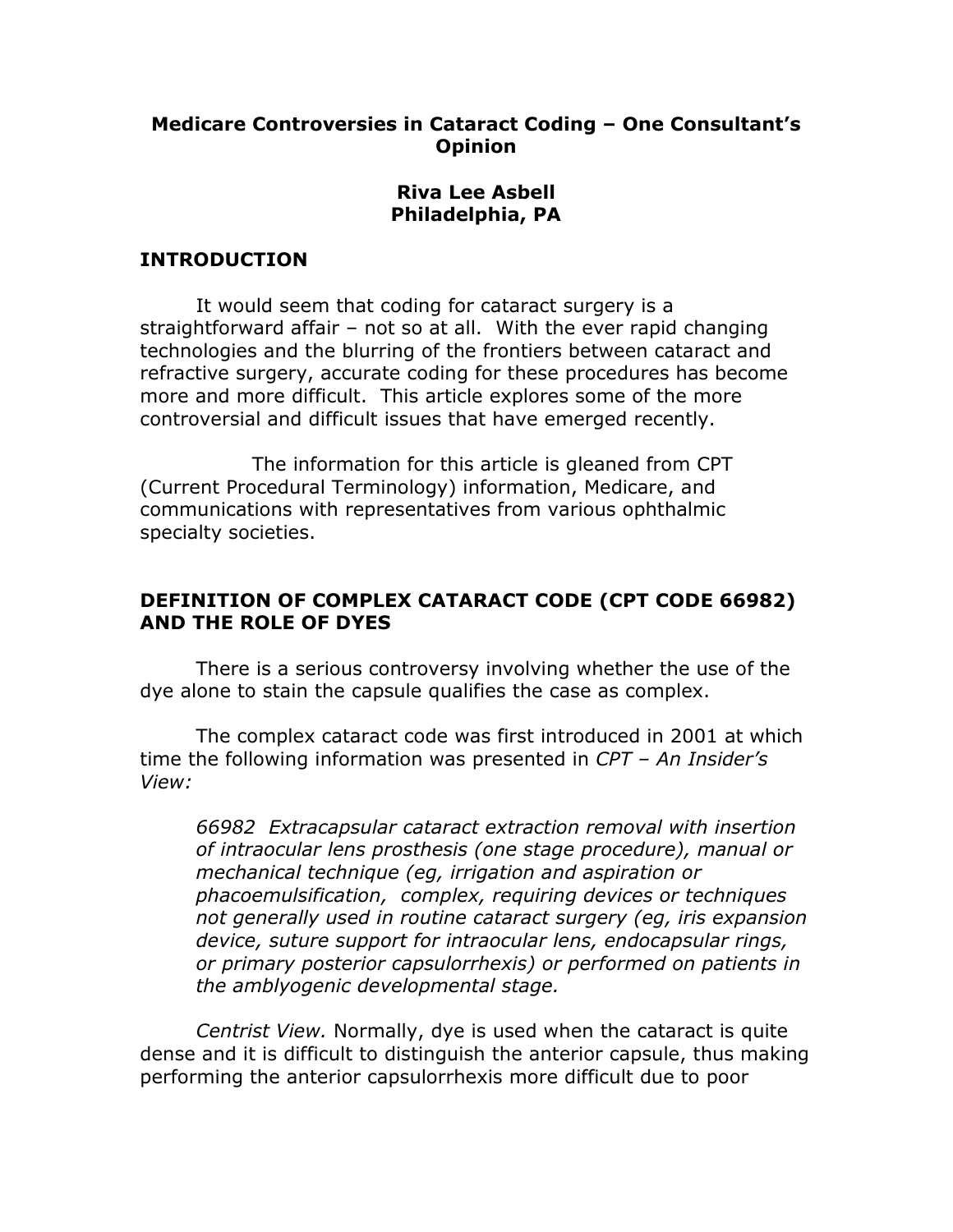# Medicare Controversies in Cataract Coding – One Consultant's Opinion

**Riva Lee Asbell**
**Philadelphia, PA**

## INTRODUCTION

It would seem that coding for cataract surgery is a straightforward affair – not so at all. With the ever rapid changing technologies and the blurring of the frontiers between cataract and refractive surgery, accurate coding for these procedures has become more and more difficult. This article explores some of the more controversial and difficult issues that have emerged recently.

The information for this article is gleaned from CPT (Current Procedural Terminology) information, Medicare, and communications with representatives from various ophthalmic specialty societies.

## DEFINITION OF COMPLEX CATARACT CODE (CPT CODE 66982) AND THE ROLE OF DYES

There is a serious controversy involving whether the use of the dye alone to stain the capsule qualifies the case as complex.

The complex cataract code was first introduced in 2001 at which time the following information was presented in *CPT – An Insider's View:*

> *66982 Extracapsular cataract extraction removal with insertion of intraocular lens prosthesis (one stage procedure), manual or mechanical technique (eg, irrigation and aspiration or phacoemulsification, complex, requiring devices or techniques not generally used in routine cataract surgery (eg, iris expansion device, suture support for intraocular lens, endocapsular rings, or primary posterior capsulorrhexis) or performed on patients in the amblyogenic developmental stage.*

*Centrist View.* Normally, dye is used when the cataract is quite dense and it is difficult to distinguish the anterior capsule, thus making performing the anterior capsulorrhexis more difficult due to poor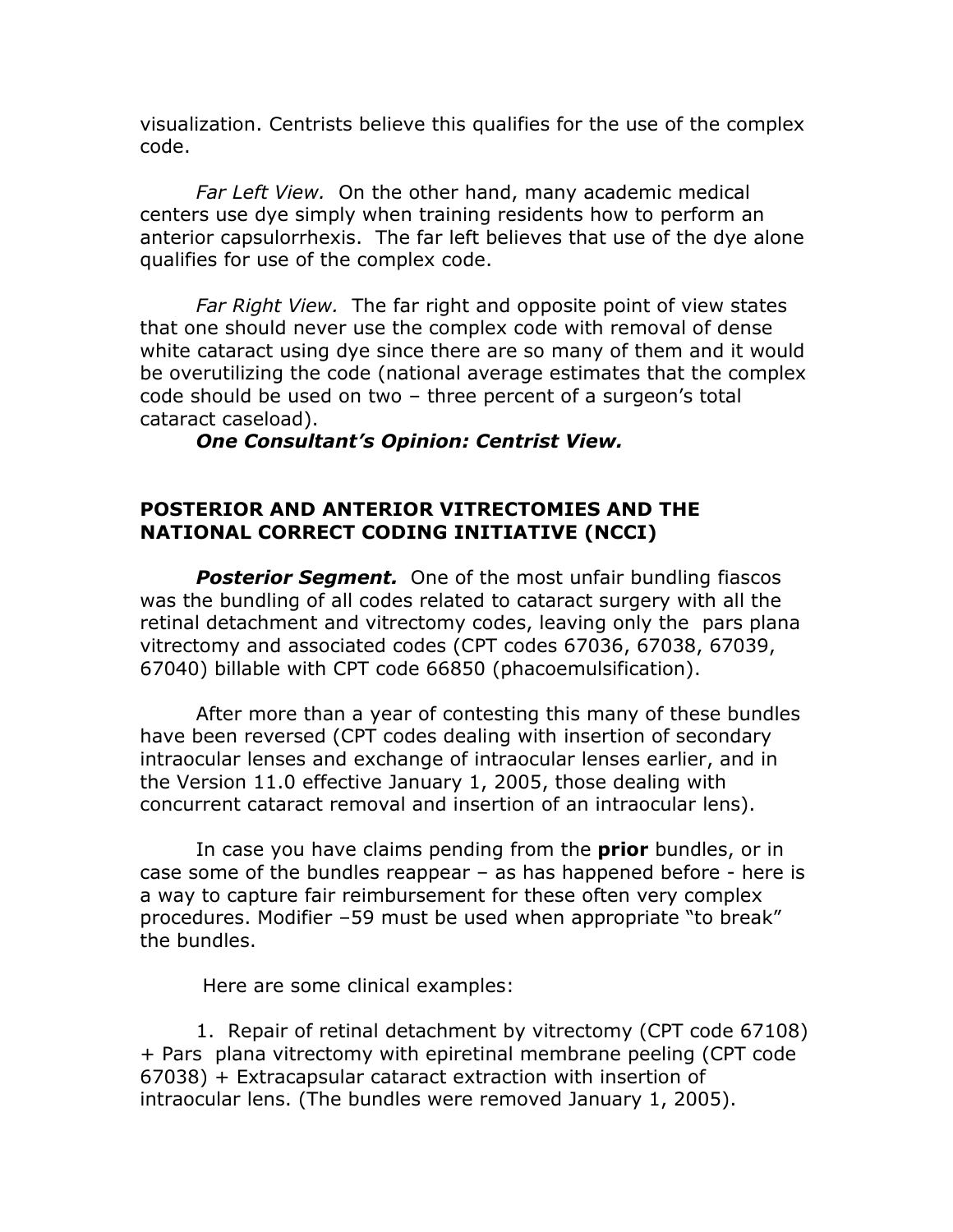visualization. Centrists believe this qualifies for the use of the complex code.

*Far Left View.* On the other hand, many academic medical centers use dye simply when training residents how to perform an anterior capsulorrhexis. The far left believes that use of the dye alone qualifies for use of the complex code.

*Far Right View.* The far right and opposite point of view states that one should never use the complex code with removal of dense white cataract using dye since there are so many of them and it would be overutilizing the code (national average estimates that the complex code should be used on two – three percent of a surgeon's total cataract caseload).

***One Consultant's Opinion: Centrist View.***

## POSTERIOR AND ANTERIOR VITRECTOMIES AND THE NATIONAL CORRECT CODING INITIATIVE (NCCI)

***Posterior Segment.*** One of the most unfair bundling fiascos was the bundling of all codes related to cataract surgery with all the retinal detachment and vitrectomy codes, leaving only the pars plana vitrectomy and associated codes (CPT codes 67036, 67038, 67039, 67040) billable with CPT code 66850 (phacoemulsification).

After more than a year of contesting this many of these bundles have been reversed (CPT codes dealing with insertion of secondary intraocular lenses and exchange of intraocular lenses earlier, and in the Version 11.0 effective January 1, 2005, those dealing with concurrent cataract removal and insertion of an intraocular lens).

In case you have claims pending from the **prior** bundles, or in case some of the bundles reappear – as has happened before - here is a way to capture fair reimbursement for these often very complex procedures. Modifier –59 must be used when appropriate "to break" the bundles.

Here are some clinical examples:

1. Repair of retinal detachment by vitrectomy (CPT code 67108) + Pars plana vitrectomy with epiretinal membrane peeling (CPT code 67038) + Extracapsular cataract extraction with insertion of intraocular lens. (The bundles were removed January 1, 2005).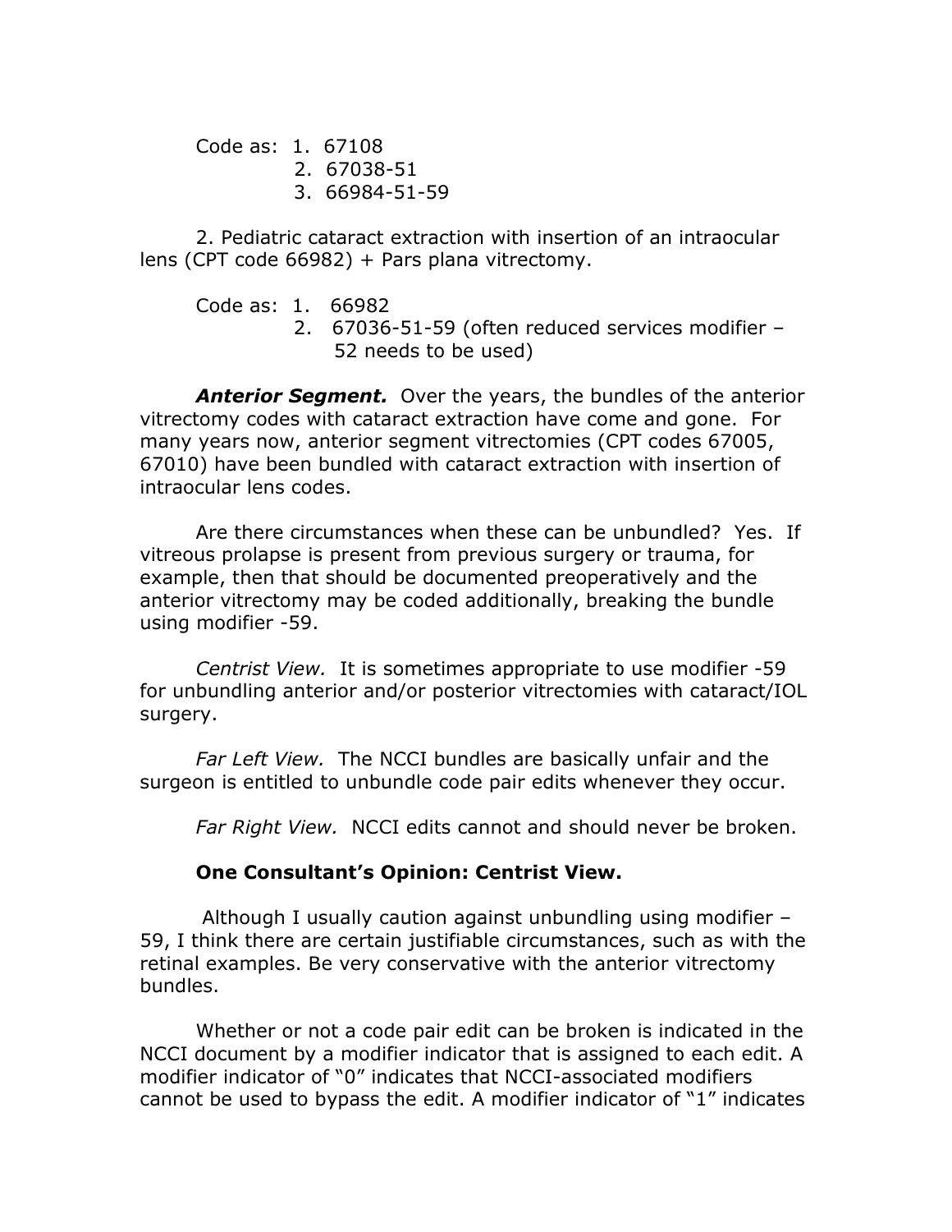Code as: 1. 67108
2. 67038-51
3. 66984-51-59

2. Pediatric cataract extraction with insertion of an intraocular lens (CPT code 66982) + Pars plana vitrectomy.

Code as: 1. 66982
2. 67036-51-59 (often reduced services modifier – 52 needs to be used)

***Anterior Segment.*** Over the years, the bundles of the anterior vitrectomy codes with cataract extraction have come and gone. For many years now, anterior segment vitrectomies (CPT codes 67005, 67010) have been bundled with cataract extraction with insertion of intraocular lens codes.

Are there circumstances when these can be unbundled? Yes. If vitreous prolapse is present from previous surgery or trauma, for example, then that should be documented preoperatively and the anterior vitrectomy may be coded additionally, breaking the bundle using modifier -59.

*Centrist View.* It is sometimes appropriate to use modifier -59 for unbundling anterior and/or posterior vitrectomies with cataract/IOL surgery.

*Far Left View.* The NCCI bundles are basically unfair and the surgeon is entitled to unbundle code pair edits whenever they occur.

*Far Right View.* NCCI edits cannot and should never be broken.

**One Consultant's Opinion: Centrist View.**

Although I usually caution against unbundling using modifier –59, I think there are certain justifiable circumstances, such as with the retinal examples. Be very conservative with the anterior vitrectomy bundles.

Whether or not a code pair edit can be broken is indicated in the NCCI document by a modifier indicator that is assigned to each edit. A modifier indicator of "0" indicates that NCCI-associated modifiers cannot be used to bypass the edit. A modifier indicator of "1" indicates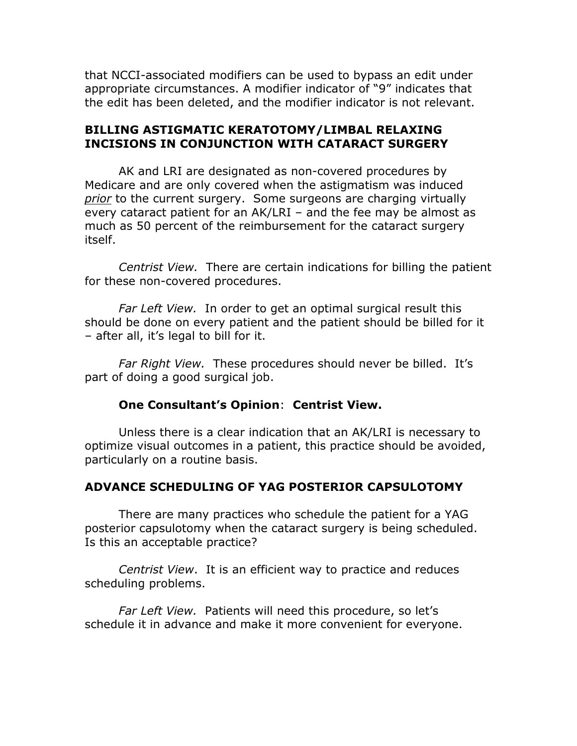that NCCI-associated modifiers can be used to bypass an edit under appropriate circumstances. A modifier indicator of "9" indicates that the edit has been deleted, and the modifier indicator is not relevant.

## BILLING ASTIGMATIC KERATOTOMY/LIMBAL RELAXING INCISIONS IN CONJUNCTION WITH CATARACT SURGERY

AK and LRI are designated as non-covered procedures by Medicare and are only covered when the astigmatism was induced ***prior*** to the current surgery. Some surgeons are charging virtually every cataract patient for an AK/LRI – and the fee may be almost as much as 50 percent of the reimbursement for the cataract surgery itself.

*Centrist View.* There are certain indications for billing the patient for these non-covered procedures.

*Far Left View.* In order to get an optimal surgical result this should be done on every patient and the patient should be billed for it – after all, it's legal to bill for it.

*Far Right View.* These procedures should never be billed. It's part of doing a good surgical job.

**One Consultant's Opinion**: **Centrist View.**

Unless there is a clear indication that an AK/LRI is necessary to optimize visual outcomes in a patient, this practice should be avoided, particularly on a routine basis.

## ADVANCE SCHEDULING OF YAG POSTERIOR CAPSULOTOMY

There are many practices who schedule the patient for a YAG posterior capsulotomy when the cataract surgery is being scheduled. Is this an acceptable practice?

*Centrist View*. It is an efficient way to practice and reduces scheduling problems.

*Far Left View.* Patients will need this procedure, so let's schedule it in advance and make it more convenient for everyone.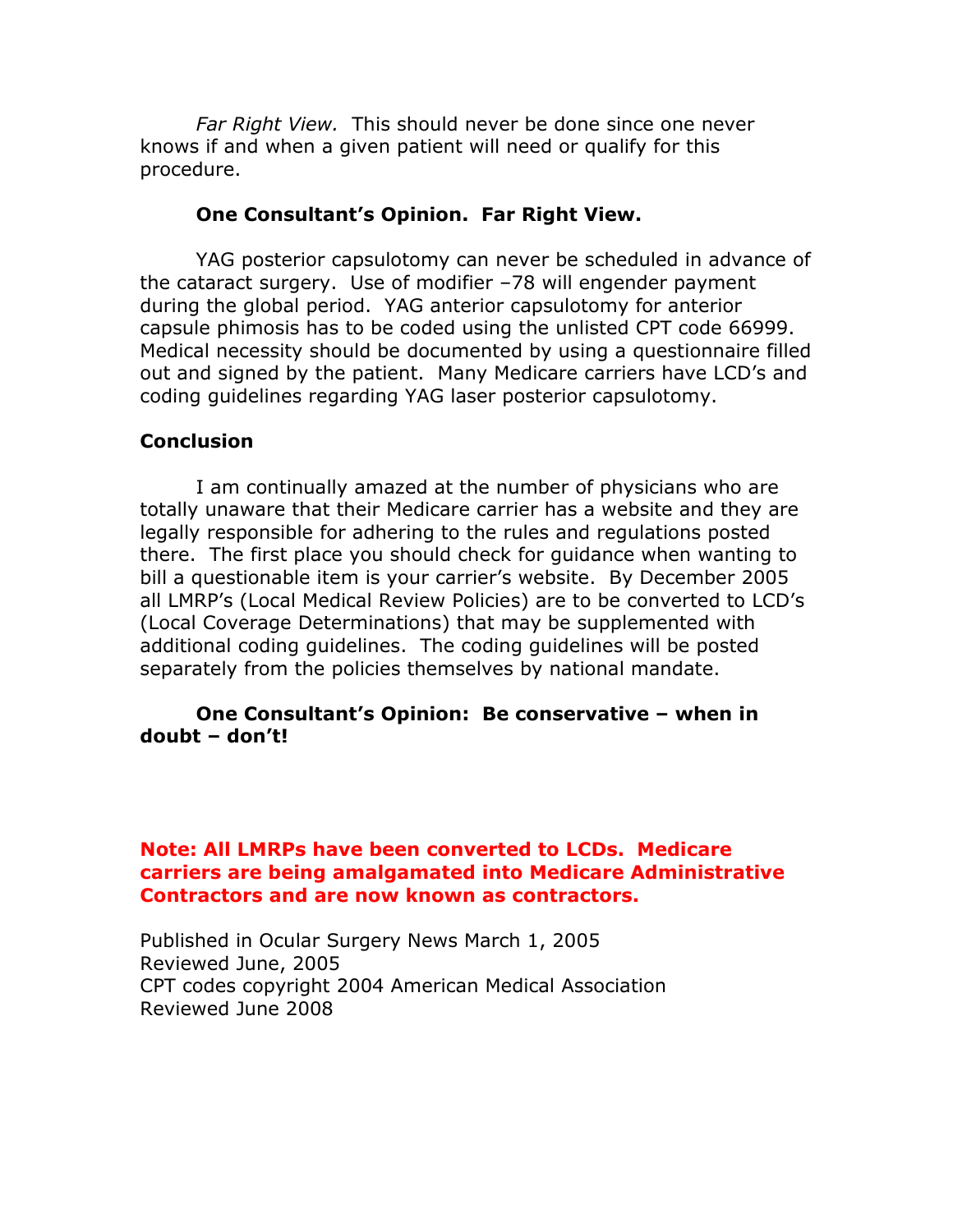*Far Right View.* This should never be done since one never knows if and when a given patient will need or qualify for this procedure.

**One Consultant's Opinion. Far Right View.**

YAG posterior capsulotomy can never be scheduled in advance of the cataract surgery. Use of modifier –78 will engender payment during the global period. YAG anterior capsulotomy for anterior capsule phimosis has to be coded using the unlisted CPT code 66999. Medical necessity should be documented by using a questionnaire filled out and signed by the patient. Many Medicare carriers have LCD's and coding guidelines regarding YAG laser posterior capsulotomy.

**Conclusion**

I am continually amazed at the number of physicians who are totally unaware that their Medicare carrier has a website and they are legally responsible for adhering to the rules and regulations posted there. The first place you should check for guidance when wanting to bill a questionable item is your carrier's website. By December 2005 all LMRP's (Local Medical Review Policies) are to be converted to LCD's (Local Coverage Determinations) that may be supplemented with additional coding guidelines. The coding guidelines will be posted separately from the policies themselves by national mandate.

**One Consultant's Opinion: Be conservative – when in doubt – don't!**

**Note: All LMRPs have been converted to LCDs. Medicare carriers are being amalgamated into Medicare Administrative Contractors and are now known as contractors.**

Published in Ocular Surgery News March 1, 2005
Reviewed June, 2005
CPT codes copyright 2004 American Medical Association
Reviewed June 2008